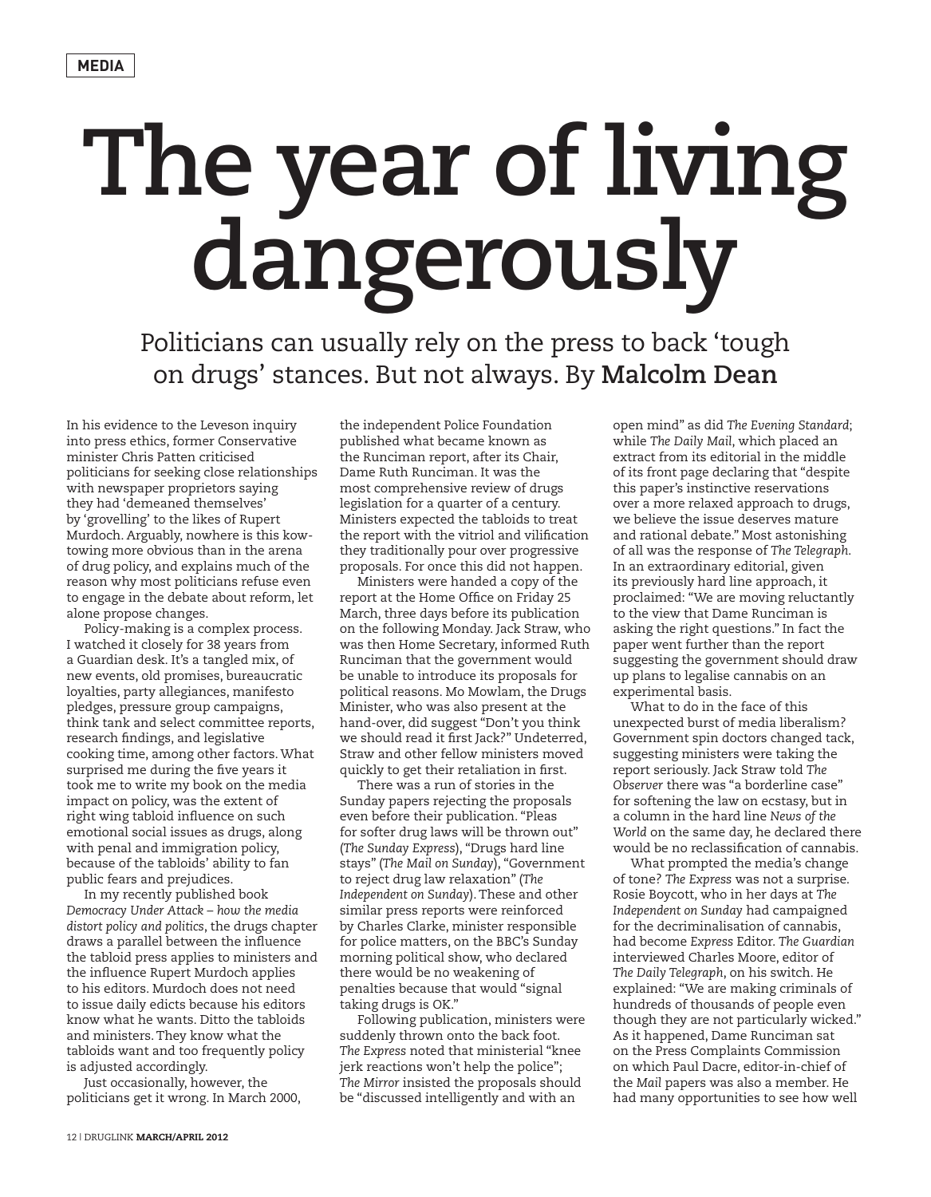MEDIA

# The year of living dangerously

Politicians can usually rely on the press to back 'tough on drugs' stances. But not always. By **Malcolm Dean**

In his evidence to the Leveson inquiry into press ethics, former Conservative minister Chris Patten criticised politicians for seeking close relationships with newspaper proprietors saying they had 'demeaned themselves' by 'grovelling' to the likes of Rupert Murdoch. Arguably, nowhere is this kow-towing more obvious than in the arena of drug policy, and explains much of the reason why most politicians refuse even to engage in the debate about reform, let alone propose changes.

Policy-making is a complex process. I watched it closely for 38 years from a Guardian desk. It's a tangled mix, of new events, old promises, bureaucratic loyalties, party allegiances, manifesto pledges, pressure group campaigns, think tank and select committee reports, research findings, and legislative cooking time, among other factors. What surprised me during the five years it took me to write my book on the media impact on policy, was the extent of right wing tabloid influence on such emotional social issues as drugs, along with penal and immigration policy, because of the tabloids' ability to fan public fears and prejudices.

In my recently published book *Democracy Under Attack – how the media distort policy and politics*, the drugs chapter draws a parallel between the influence the tabloid press applies to ministers and the influence Rupert Murdoch applies to his editors. Murdoch does not need to issue daily edicts because his editors know what he wants. Ditto the tabloids and ministers. They know what the tabloids want and too frequently policy is adjusted accordingly.

Just occasionally, however, the politicians get it wrong. In March 2000, the independent Police Foundation published what became known as the Runciman report, after its Chair, Dame Ruth Runciman. It was the most comprehensive review of drugs legislation for a quarter of a century. Ministers expected the tabloids to treat the report with the vitriol and vilification they traditionally pour over progressive proposals. For once this did not happen.

Ministers were handed a copy of the report at the Home Office on Friday 25 March, three days before its publication on the following Monday. Jack Straw, who was then Home Secretary, informed Ruth Runciman that the government would be unable to introduce its proposals for political reasons. Mo Mowlam, the Drugs Minister, who was also present at the hand-over, did suggest "Don't you think we should read it first Jack?" Undeterred, Straw and other fellow ministers moved quickly to get their retaliation in first.

There was a run of stories in the Sunday papers rejecting the proposals even before their publication. "Pleas for softer drug laws will be thrown out" (*The Sunday Express*), "Drugs hard line stays" (*The Mail on Sunday*), "Government to reject drug law relaxation" (*The Independent on Sunday*). These and other similar press reports were reinforced by Charles Clarke, minister responsible for police matters, on the BBC's Sunday morning political show, who declared there would be no weakening of penalties because that would "signal taking drugs is OK."

Following publication, ministers were suddenly thrown onto the back foot. *The Express* noted that ministerial "knee jerk reactions won't help the police"; *The Mirror* insisted the proposals should be "discussed intelligently and with an open mind" as did *The Evening Standard*; while *The Daily Mail*, which placed an extract from its editorial in the middle of its front page declaring that "despite this paper's instinctive reservations over a more relaxed approach to drugs, we believe the issue deserves mature and rational debate." Most astonishing of all was the response of *The Telegraph*. In an extraordinary editorial, given its previously hard line approach, it proclaimed: "We are moving reluctantly to the view that Dame Runciman is asking the right questions." In fact the paper went further than the report suggesting the government should draw up plans to legalise cannabis on an experimental basis.

What to do in the face of this unexpected burst of media liberalism? Government spin doctors changed tack, suggesting ministers were taking the report seriously. Jack Straw told *The Observer* there was "a borderline case" for softening the law on ecstasy, but in a column in the hard line *News of the World* on the same day, he declared there would be no reclassification of cannabis.

What prompted the media's change of tone? *The Express* was not a surprise. Rosie Boycott, who in her days at *The Independent on Sunday* had campaigned for the decriminalisation of cannabis, had become *Express* Editor. *The Guardian* interviewed Charles Moore, editor of *The Daily Telegraph*, on his switch. He explained: "We are making criminals of hundreds of thousands of people even though they are not particularly wicked." As it happened, Dame Runciman sat on the Press Complaints Commission on which Paul Dacre, editor-in-chief of the *Mail* papers was also a member. He had many opportunities to see how well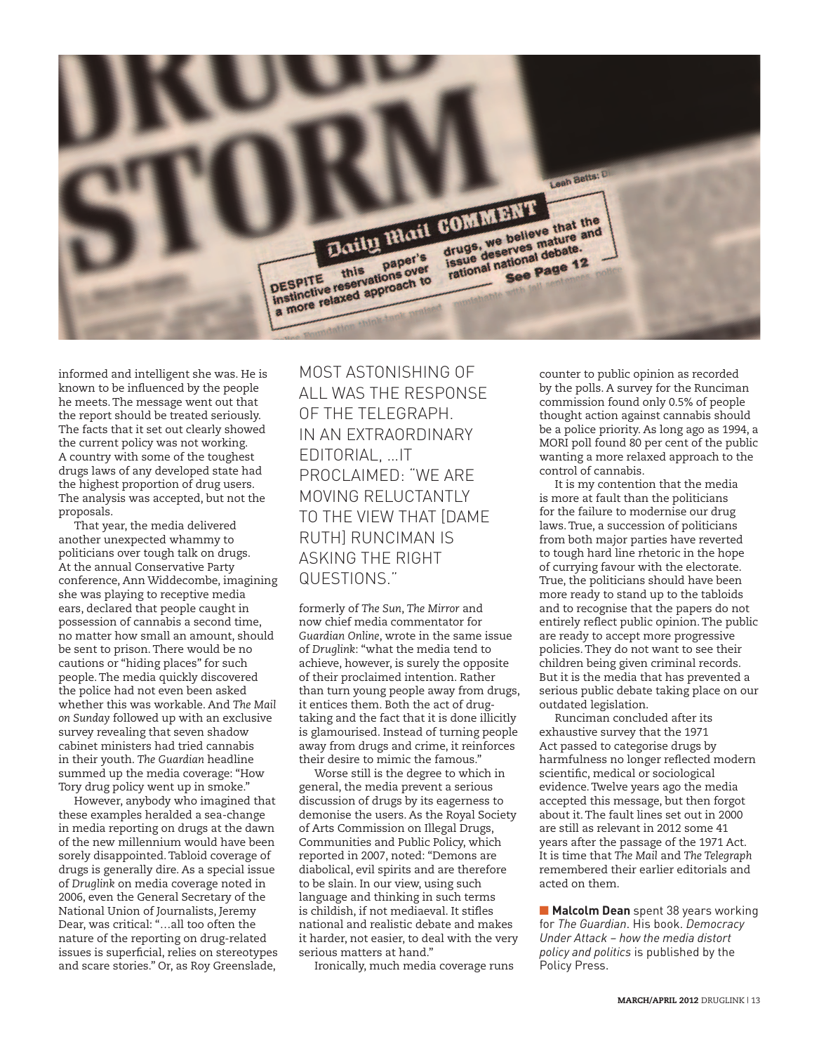informed and intelligent she was. He is known to be influenced by the people he meets. The message went out that the report should be treated seriously. The facts that it set out clearly showed the current policy was not working. A country with some of the toughest drugs laws of any developed state had the highest proportion of drug users. The analysis was accepted, but not the proposals.

That year, the media delivered another unexpected whammy to politicians over tough talk on drugs. At the annual Conservative Party conference, Ann Widdecombe, imagining she was playing to receptive media ears, declared that people caught in possession of cannabis a second time, no matter how small an amount, should be sent to prison. There would be no cautions or "hiding places" for such people. The media quickly discovered the police had not even been asked whether this was workable. And *The Mail on Sunday* followed up with an exclusive survey revealing that seven shadow cabinet ministers had tried cannabis in their youth. *The Guardian* headline summed up the media coverage: "How Tory drug policy went up in smoke."

However, anybody who imagined that these examples heralded a sea-change in media reporting on drugs at the dawn of the new millennium would have been sorely disappointed. Tabloid coverage of drugs is generally dire. As a special issue of *Druglink* on media coverage noted in 2006, even the General Secretary of the National Union of Journalists, Jeremy Dear, was critical: "…all too often the nature of the reporting on drug-related issues is superficial, relies on stereotypes and scare stories." Or, as Roy Greenslade,

MOST ASTONISHING OF ALL WAS THE RESPONSE OF THE TELEGRAPH. IN AN EXTRAORDINARY EDITORIAL, …IT PROCLAIMED: "WE ARE MOVING RELUCTANTLY TO THE VIEW THAT [DAME RUTH] RUNCIMAN IS ASKING THE RIGHT QUESTIONS."

formerly of *The Sun*, *The Mirror* and now chief media commentator for *Guardian Online*, wrote in the same issue of *Druglink*: "what the media tend to achieve, however, is surely the opposite of their proclaimed intention. Rather than turn young people away from drugs, it entices them. Both the act of drug-taking and the fact that it is done illicitly is glamourised. Instead of turning people away from drugs and crime, it reinforces their desire to mimic the famous."

Worse still is the degree to which in general, the media prevent a serious discussion of drugs by its eagerness to demonise the users. As the Royal Society of Arts Commission on Illegal Drugs, Communities and Public Policy, which reported in 2007, noted: "Demons are diabolical, evil spirits and are therefore to be slain. In our view, using such language and thinking in such terms is childish, if not mediaeval. It stifles national and realistic debate and makes it harder, not easier, to deal with the very serious matters at hand."

Ironically, much media coverage runs counter to public opinion as recorded by the polls. A survey for the Runciman commission found only 0.5% of people thought action against cannabis should be a police priority. As long ago as 1994, a MORI poll found 80 per cent of the public wanting a more relaxed approach to the control of cannabis.

It is my contention that the media is more at fault than the politicians for the failure to modernise our drug laws. True, a succession of politicians from both major parties have reverted to tough hard line rhetoric in the hope of currying favour with the electorate. True, the politicians should have been more ready to stand up to the tabloids and to recognise that the papers do not entirely reflect public opinion. The public are ready to accept more progressive policies. They do not want to see their children being given criminal records. But it is the media that has prevented a serious public debate taking place on our outdated legislation.

Runciman concluded after its exhaustive survey that the 1971 Act passed to categorise drugs by harmfulness no longer reflected modern scientific, medical or sociological evidence. Twelve years ago the media accepted this message, but then forgot about it. The fault lines set out in 2000 are still as relevant in 2012 some 41 years after the passage of the 1971 Act. It is time that *The Mail* and *The Telegraph* remembered their earlier editorials and acted on them.

**Malcolm Dean** spent 38 years working for *The Guardian*. His book, *Democracy Under Attack – how the media distort policy and politics* is published by the Policy Press.